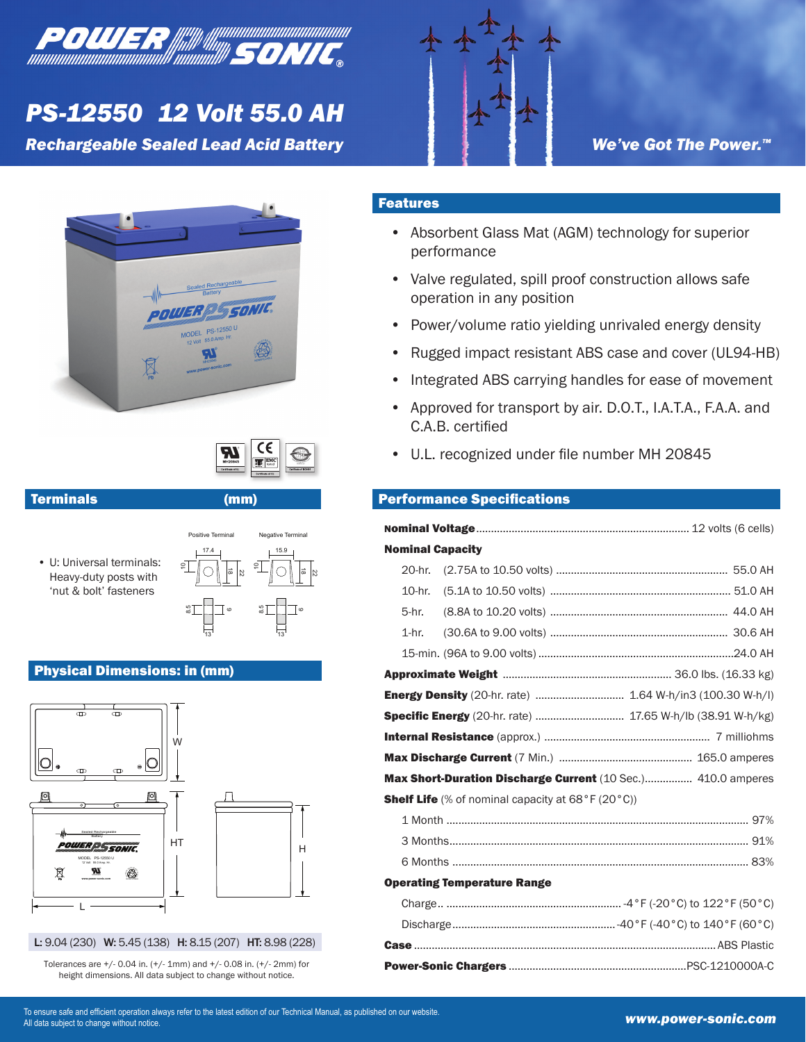# PS-12550 12 Volt 55.0 AH

## Rechargeable Sealed Lead Acid Battery

*We've Got The Power.™*

## Features

- Absorbent Glass Mat (AGM) technology for superior performance
- Valve regulated, spill proof construction allows safe operation in any position
- Power/volume ratio yielding unrivaled energy density
- Rugged impact resistant ABS case and cover (UL94-HB)
- Integrated ABS carrying handles for ease of movement
- Approved for transport by air. D.O.T., I.A.T.A., F.A.A. and C.A.B. certified
- U.L. recognized under file number MH 20845

## Terminals (mm)

- U: Universal terminals: Heavy-duty posts with 'nut & bolt' fasteners

Positive Terminal: 17.4, 10, 18, 22, 8.5, 6, 13

Negative Terminal: 15.9, 10, 18, 22, 8.5, 6, 13

## Physical Dimensions: in (mm)

**L:** 9.04 (230) **W:** 5.45 (138) **H:** 8.15 (207) **HT:** 8.98 (228)

Tolerances are +/- 0.04 in. (+/- 1mm) and +/- 0.08 in. (+/- 2mm) for height dimensions. All data subject to change without notice.

## Performance Specifications

**Nominal Voltage** ..... 12 volts (6 cells)

**Nominal Capacity**

- 20-hr. (2.75A to 10.50 volts) ..... 55.0 AH
- 10-hr. (5.1A to 10.50 volts) ..... 51.0 AH
- 5-hr. (8.8A to 10.20 volts) ..... 44.0 AH
- 1-hr. (30.6A to 9.00 volts) ..... 30.6 AH
- 15-min. (96A to 9.00 volts) ..... 24.0 AH

**Approximate Weight** ..... 36.0 lbs. (16.33 kg)

**Energy Density** (20-hr. rate) ..... 1.64 W-h/in3 (100.30 W-h/l)

**Specific Energy** (20-hr. rate) ..... 17.65 W-h/lb (38.91 W-h/kg)

**Internal Resistance** (approx.) ..... 7 milliohms

**Max Discharge Current** (7 Min.) ..... 165.0 amperes

**Max Short-Duration Discharge Current** (10 Sec.) ..... 410.0 amperes

**Shelf Life** (% of nominal capacity at 68°F (20°C))

- 1 Month ..... 97%
- 3 Months ..... 91%
- 6 Months ..... 83%

**Operating Temperature Range**

- Charge ..... -4°F (-20°C) to 122°F (50°C)
- Discharge ..... -40°F (-40°C) to 140°F (60°C)

**Case** ..... ABS Plastic

**Power-Sonic Chargers** ..... PSC-1210000A-C

To ensure safe and efficient operation always refer to the latest edition of our Technical Manual, as published on our website.
All data subject to change without notice.

www.power-sonic.com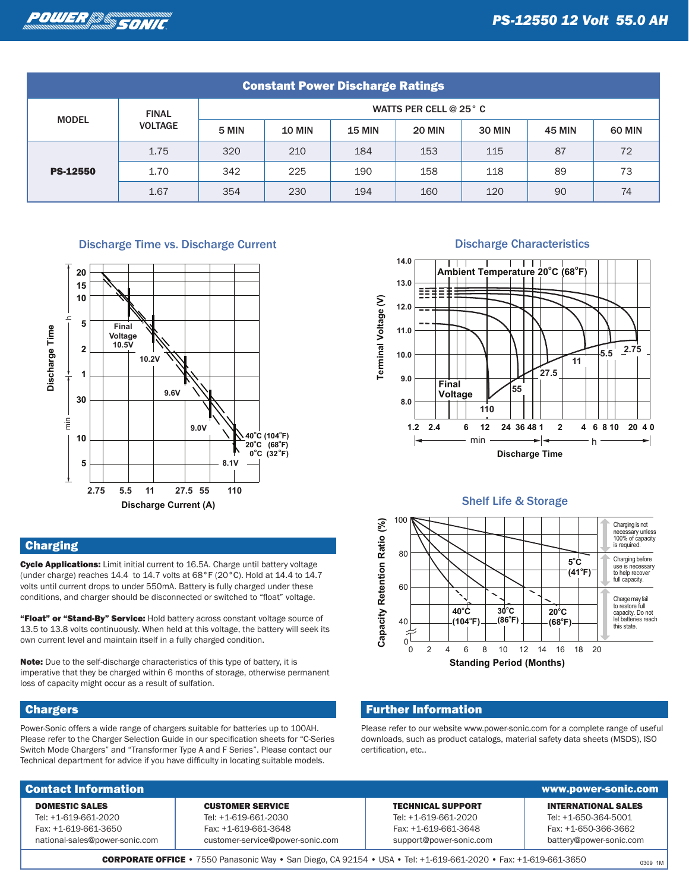## Constant Power Discharge Ratings

| MODEL | FINAL VOLTAGE | WATTS PER CELL @ 25° C | | | | | | |
|---|---|---|---|---|---|---|---|---|
| | | 5 MIN | 10 MIN | 15 MIN | 20 MIN | 30 MIN | 45 MIN | 60 MIN |
| PS-12550 | 1.75 | 320 | 210 | 184 | 153 | 115 | 87 | 72 |
| | 1.70 | 342 | 225 | 190 | 158 | 118 | 89 | 73 |
| | 1.67 | 354 | 230 | 194 | 160 | 120 | 90 | 74 |

### Discharge Time vs. Discharge Current

Discharge Time
h
20
15
10
5
2
1
min
30
10
5

Final Voltage 10.5V
10.2V
9.6V
9.0V
8.1V
40°C (104°F)
20°C (68°F)
0°C (32°F)

2.75 5.5 11 27.5 55 110
Discharge Current (A)

### Discharge Characteristics

Terminal Voltage (V)
14.0
13.0
12.0
11.0
10.0
9.0
8.0

Ambient Temperature 20°C (68°F)
Final Voltage
110
55
27.5
11
5.5
2.75

1.2 2.4 6 12 24 36 48 1 2 4 6 8 10 20 40
min h
Discharge Time

### Shelf Life & Storage

Capacity Retention Ratio (%)
100
80
60
40
0

5°C (41°F)
40°C (104°F)
30°C (86°F)
20°C (68°F)

Charging is not necessary unless 100% of capacity is required.
Charging before use is necessary to help recover full capacity.
Charge may fail to restore full capacity. Do not let batteries reach this state.

0 2 4 6 8 10 12 14 16 18 20
Standing Period (Months)

## Charging

**Cycle Applications:** Limit initial current to 16.5A. Charge until battery voltage (under charge) reaches 14.4 to 14.7 volts at 68°F (20°C). Hold at 14.4 to 14.7 volts until current drops to under 550mA. Battery is fully charged under these conditions, and charger should be disconnected or switched to "float" voltage.

**"Float" or "Stand-By" Service:** Hold battery across constant voltage source of 13.5 to 13.8 volts continuously. When held at this voltage, the battery will seek its own current level and maintain itself in a fully charged condition.

**Note:** Due to the self-discharge characteristics of this type of battery, it is imperative that they be charged within 6 months of storage, otherwise permanent loss of capacity might occur as a result of sulfation.

## Chargers

Power-Sonic offers a wide range of chargers suitable for batteries up to 100AH. Please refer to the Charger Selection Guide in our specification sheets for "C-Series Switch Mode Chargers" and "Transformer Type A and F Series". Please contact our Technical department for advice if you have difficulty in locating suitable models.

## Further Information

Please refer to our website www.power-sonic.com for a complete range of useful downloads, such as product catalogs, material safety data sheets (MSDS), ISO certification, etc..

## Contact Information

www.power-sonic.com

**DOMESTIC SALES**
Tel: +1-619-661-2020
Fax: +1-619-661-3650
national-sales@power-sonic.com

**CUSTOMER SERVICE**
Tel: +1-619-661-2030
Fax: +1-619-661-3648
customer-service@power-sonic.com

**TECHNICAL SUPPORT**
Tel: +1-619-661-2020
Fax: +1-619-661-3648
support@power-sonic.com

**INTERNATIONAL SALES**
Tel: +1-650-364-5001
Fax: +1-650-366-3662
battery@power-sonic.com

**CORPORATE OFFICE** • 7550 Panasonic Way • San Diego, CA 92154 • USA • Tel: +1-619-661-2020 • Fax: +1-619-661-3650

0309 1M